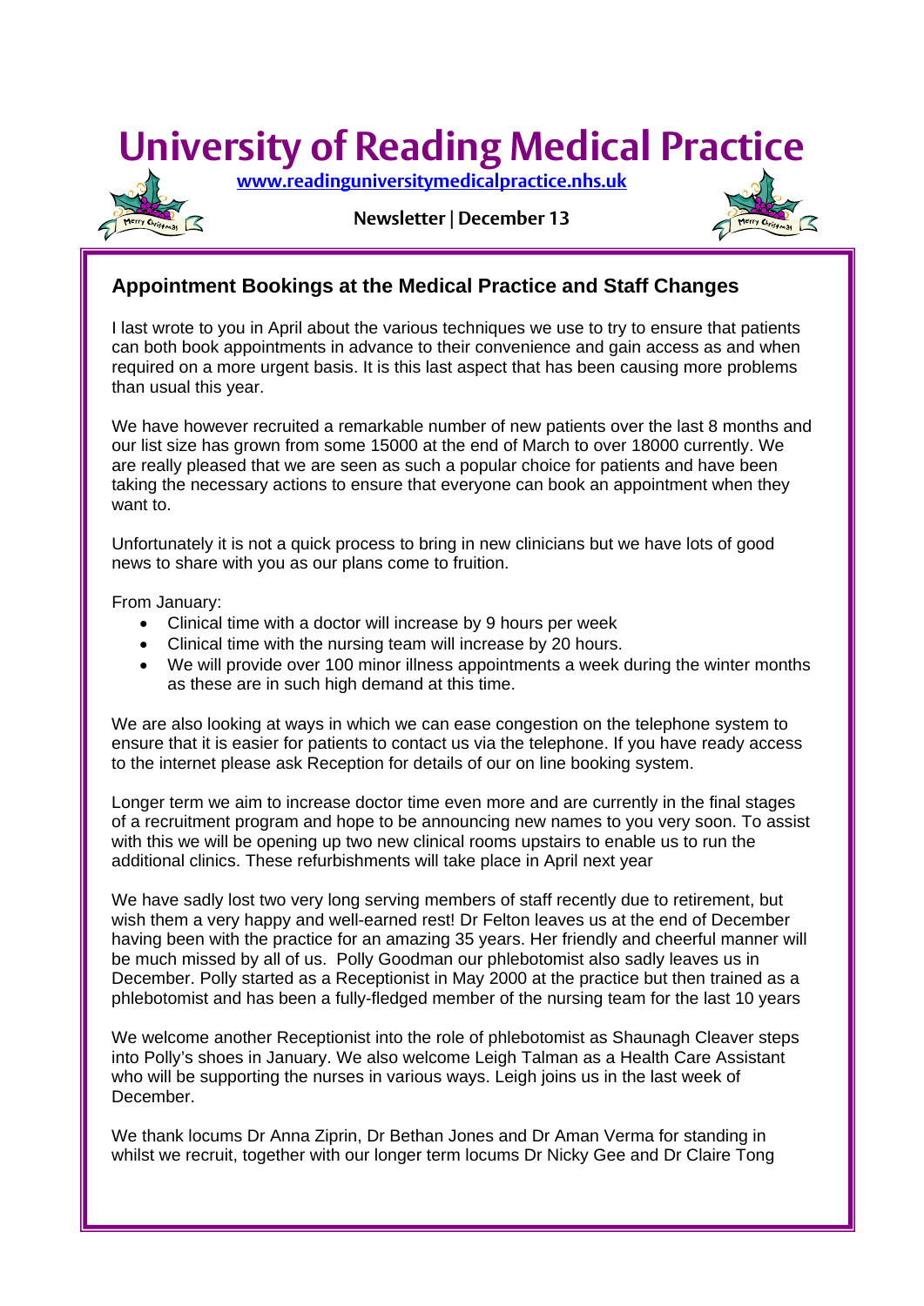# University of Reading Medical Practice

[www.readinguniversitymedicalpractice.nhs.uk](http://www.readinguniversitymedicalpractice.nhs.uk)

**Newsletter | December 13**

## Appointment Bookings at the Medical Practice and Staff Changes

I last wrote to you in April about the various techniques we use to try to ensure that patients can both book appointments in advance to their convenience and gain access as and when required on a more urgent basis. It is this last aspect that has been causing more problems than usual this year.

We have however recruited a remarkable number of new patients over the last 8 months and our list size has grown from some 15000 at the end of March to over 18000 currently. We are really pleased that we are seen as such a popular choice for patients and have been taking the necessary actions to ensure that everyone can book an appointment when they want to.

Unfortunately it is not a quick process to bring in new clinicians but we have lots of good news to share with you as our plans come to fruition.

From January:

- Clinical time with a doctor will increase by 9 hours per week
- Clinical time with the nursing team will increase by 20 hours.
- We will provide over 100 minor illness appointments a week during the winter months as these are in such high demand at this time.

We are also looking at ways in which we can ease congestion on the telephone system to ensure that it is easier for patients to contact us via the telephone. If you have ready access to the internet please ask Reception for details of our on line booking system.

Longer term we aim to increase doctor time even more and are currently in the final stages of a recruitment program and hope to be announcing new names to you very soon. To assist with this we will be opening up two new clinical rooms upstairs to enable us to run the additional clinics. These refurbishments will take place in April next year

We have sadly lost two very long serving members of staff recently due to retirement, but wish them a very happy and well-earned rest! Dr Felton leaves us at the end of December having been with the practice for an amazing 35 years. Her friendly and cheerful manner will be much missed by all of us. Polly Goodman our phlebotomist also sadly leaves us in December. Polly started as a Receptionist in May 2000 at the practice but then trained as a phlebotomist and has been a fully-fledged member of the nursing team for the last 10 years

We welcome another Receptionist into the role of phlebotomist as Shaunagh Cleaver steps into Polly's shoes in January. We also welcome Leigh Talman as a Health Care Assistant who will be supporting the nurses in various ways. Leigh joins us in the last week of December.

We thank locums Dr Anna Ziprin, Dr Bethan Jones and Dr Aman Verma for standing in whilst we recruit, together with our longer term locums Dr Nicky Gee and Dr Claire Tong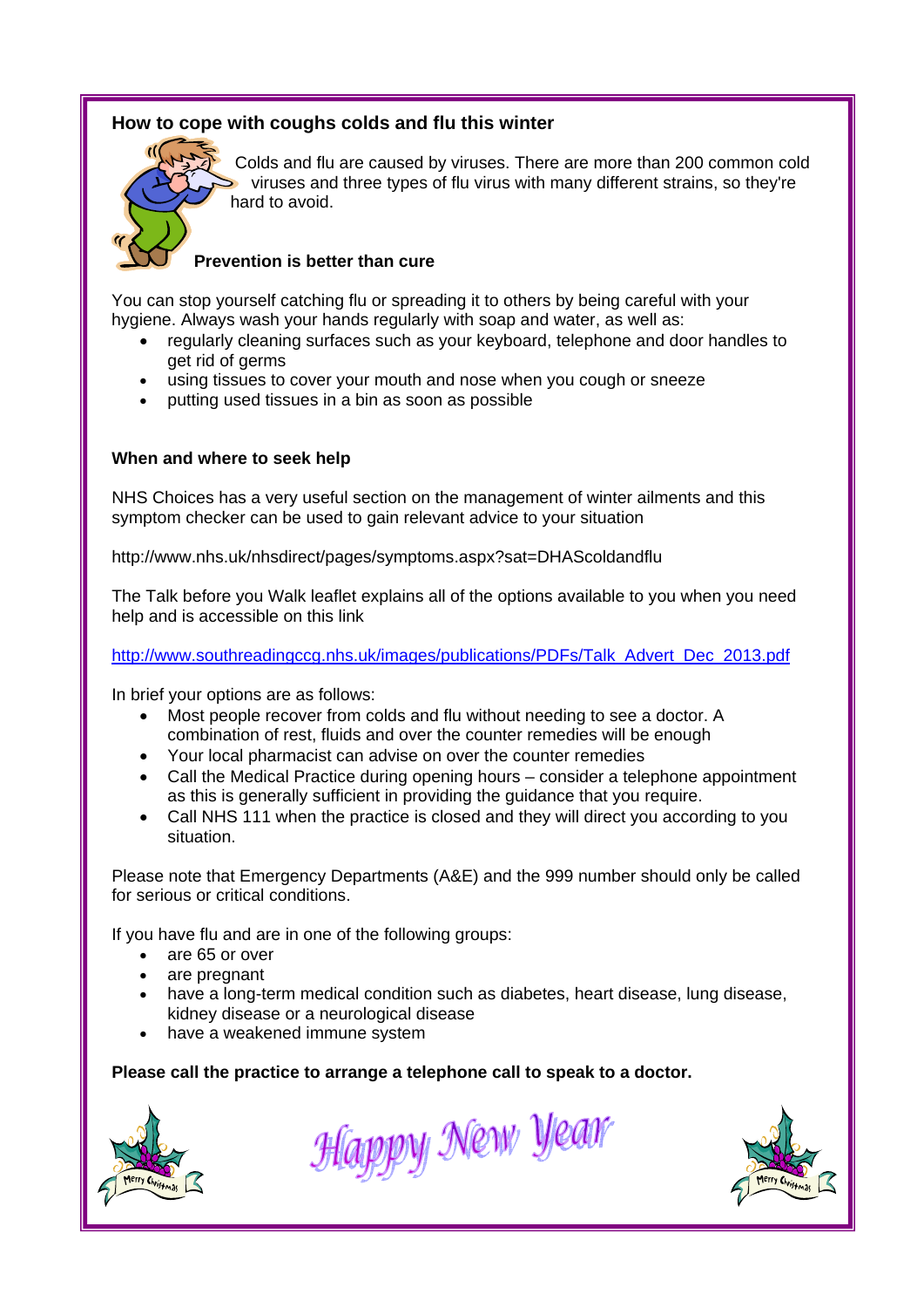## How to cope with coughs colds and flu this winter

Colds and flu are caused by viruses. There are more than 200 common cold viruses and three types of flu virus with many different strains, so they're hard to avoid.

### Prevention is better than cure

You can stop yourself catching flu or spreading it to others by being careful with your hygiene. Always wash your hands regularly with soap and water, as well as:

- regularly cleaning surfaces such as your keyboard, telephone and door handles to get rid of germs
- using tissues to cover your mouth and nose when you cough or sneeze
- putting used tissues in a bin as soon as possible

### When and where to seek help

NHS Choices has a very useful section on the management of winter ailments and this symptom checker can be used to gain relevant advice to your situation

http://www.nhs.uk/nhsdirect/pages/symptoms.aspx?sat=DHAScoldandflu

The Talk before you Walk leaflet explains all of the options available to you when you need help and is accessible on this link

http://www.southreadingccg.nhs.uk/images/publications/PDFs/Talk_Advert_Dec_2013.pdf

In brief your options are as follows:

- Most people recover from colds and flu without needing to see a doctor. A combination of rest, fluids and over the counter remedies will be enough
- Your local pharmacist can advise on over the counter remedies
- Call the Medical Practice during opening hours – consider a telephone appointment as this is generally sufficient in providing the guidance that you require.
- Call NHS 111 when the practice is closed and they will direct you according to you situation.

Please note that Emergency Departments (A&E) and the 999 number should only be called for serious or critical conditions.

If you have flu and are in one of the following groups:

- are 65 or over
- are pregnant
- have a long-term medical condition such as diabetes, heart disease, lung disease, kidney disease or a neurological disease
- have a weakened immune system

**Please call the practice to arrange a telephone call to speak to a doctor.**

Happy New Year